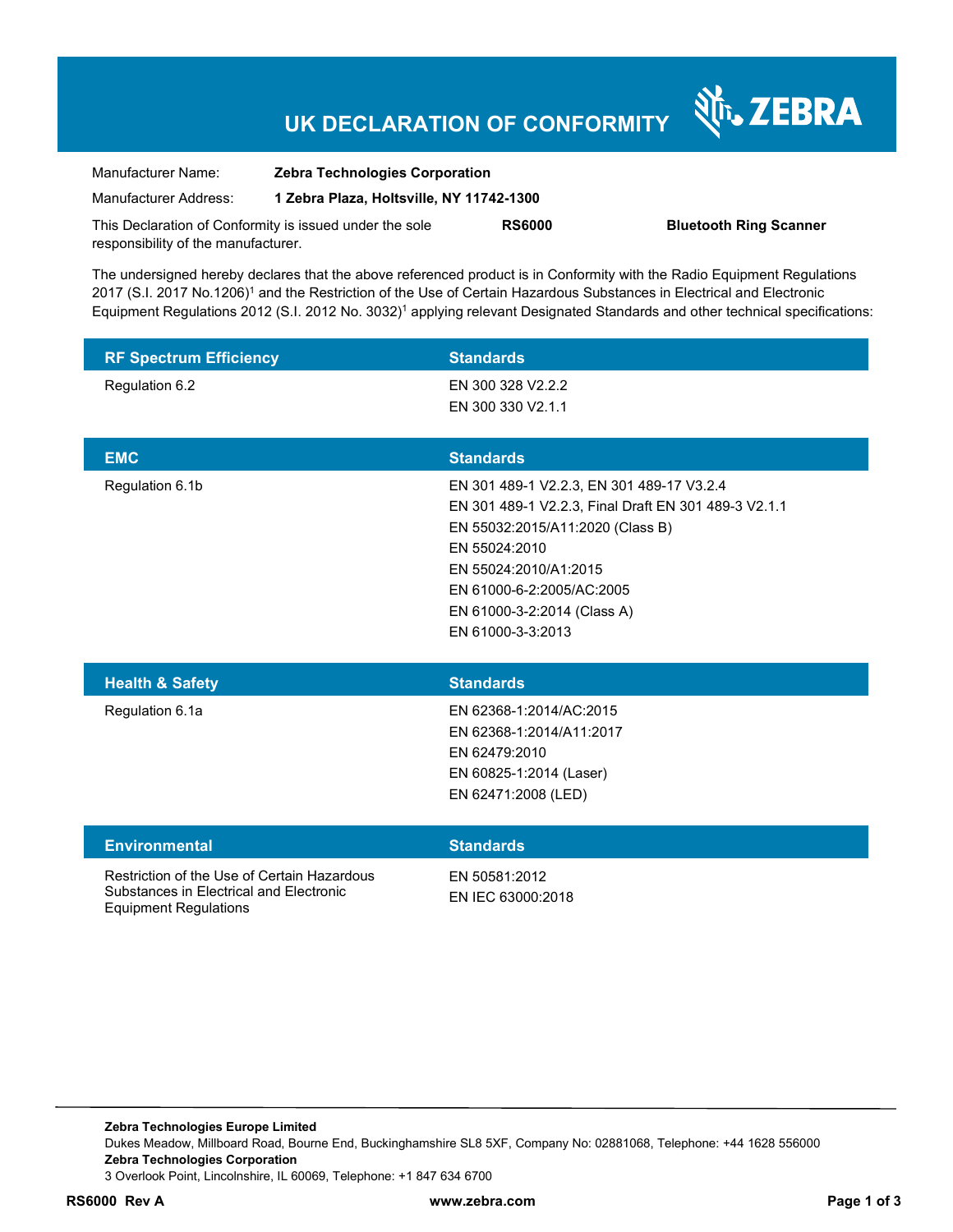# UK DECLARATION OF CONFORMITY

ZEBRA

| | |
|---|---|
| Manufacturer Name: | **Zebra Technologies Corporation** |
| Manufacturer Address: | **1 Zebra Plaza, Holtsville, NY 11742-1300** |

This Declaration of Conformity is issued under the sole responsibility of the manufacturer. **RS6000** **Bluetooth Ring Scanner**

The undersigned hereby declares that the above referenced product is in Conformity with the Radio Equipment Regulations 2017 (S.I. 2017 No.1206)[1] and the Restriction of the Use of Certain Hazardous Substances in Electrical and Electronic Equipment Regulations 2012 (S.I. 2012 No. 3032)[1] applying relevant Designated Standards and other technical specifications:

| RF Spectrum Efficiency | Standards |
|---|---|
| Regulation 6.2 | EN 300 328 V2.2.2<br>EN 300 330 V2.1.1 |

| EMC | Standards |
|---|---|
| Regulation 6.1b | EN 301 489-1 V2.2.3, EN 301 489-17 V3.2.4<br>EN 301 489-1 V2.2.3, Final Draft EN 301 489-3 V2.1.1<br>EN 55032:2015/A11:2020 (Class B)<br>EN 55024:2010<br>EN 55024:2010/A1:2015<br>EN 61000-6-2:2005/AC:2005<br>EN 61000-3-2:2014 (Class A)<br>EN 61000-3-3:2013 |

| Health & Safety | Standards |
|---|---|
| Regulation 6.1a | EN 62368-1:2014/AC:2015<br>EN 62368-1:2014/A11:2017<br>EN 62479:2010<br>EN 60825-1:2014 (Laser)<br>EN 62471:2008 (LED) |

| Environmental | Standards |
|---|---|
| Restriction of the Use of Certain Hazardous Substances in Electrical and Electronic Equipment Regulations | EN 50581:2012<br>EN IEC 63000:2018 |

**Zebra Technologies Europe Limited**
Dukes Meadow, Millboard Road, Bourne End, Buckinghamshire SL8 5XF, Company No: 02881068, Telephone: +44 1628 556000
**Zebra Technologies Corporation**
3 Overlook Point, Lincolnshire, IL 60069, Telephone: +1 847 634 6700

**RS6000 Rev A** **www.zebra.com**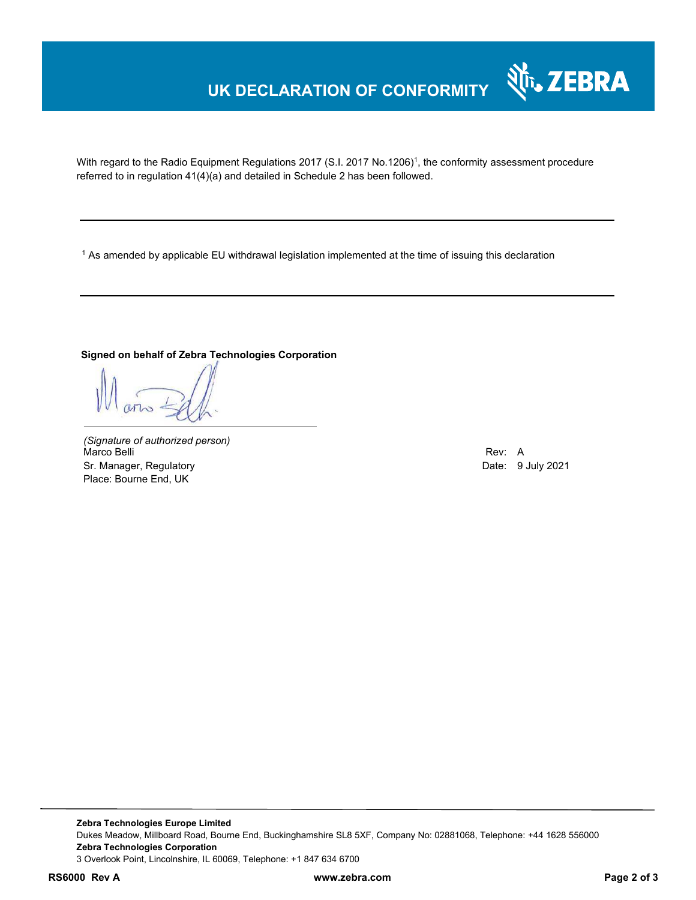# UK DECLARATION OF CONFORMITY

With regard to the Radio Equipment Regulations 2017 (S.I. 2017 No.1206)[1], the conformity assessment procedure referred to in regulation 41(4)(a) and detailed in Schedule 2 has been followed.

---

[1] As amended by applicable EU withdrawal legislation implemented at the time of issuing this declaration

---

**Signed on behalf of Zebra Technologies Corporation**

*(Signature of authorized person)*
Marco Belli
Sr. Manager, Regulatory
Place: Bourne End, UK

Rev: A
Date: 9 July 2021

---

**Zebra Technologies Europe Limited**
Dukes Meadow, Millboard Road, Bourne End, Buckinghamshire SL8 5XF, Company No: 02881068, Telephone: +44 1628 556000
**Zebra Technologies Corporation**
3 Overlook Point, Lincolnshire, IL 60069, Telephone: +1 847 634 6700

**RS6000 Rev A** **www.zebra.com**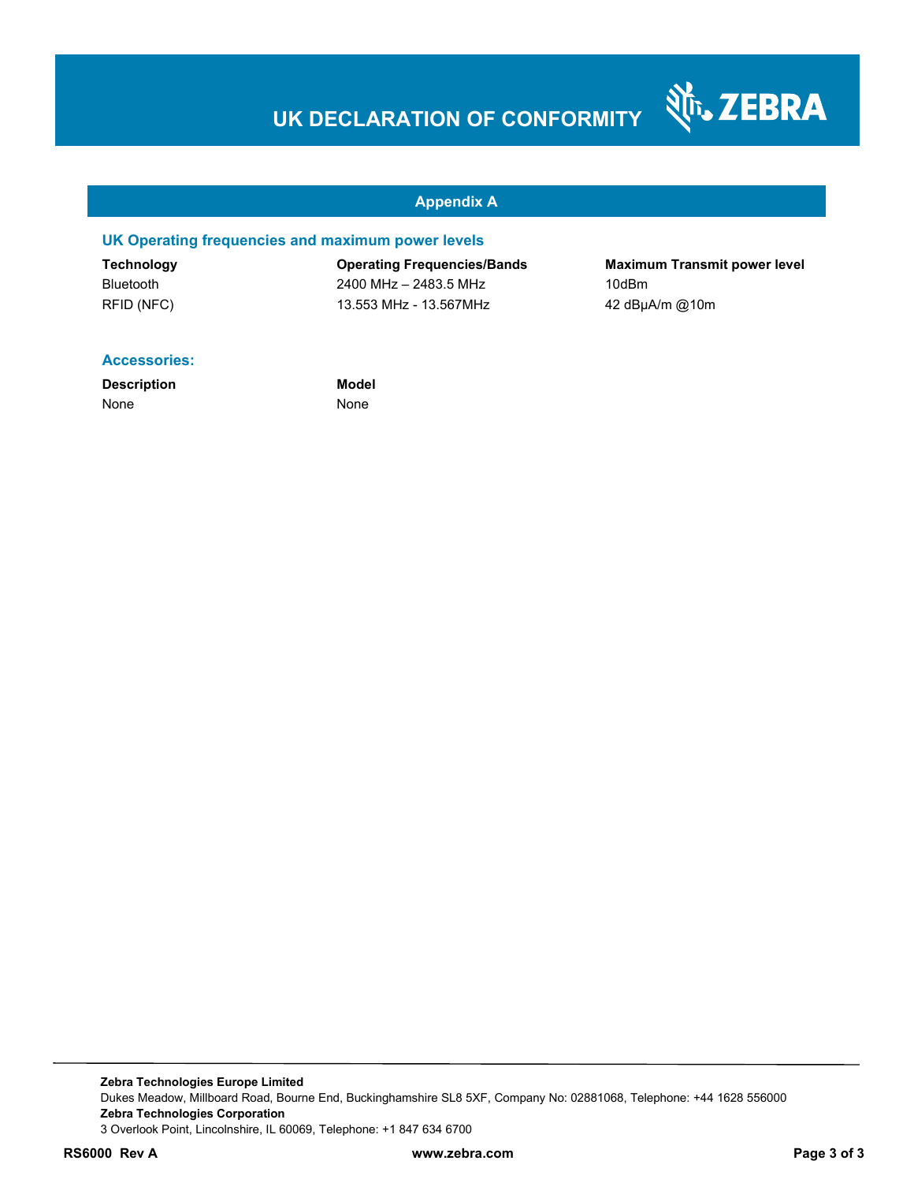# UK DECLARATION OF CONFORMITY

## Appendix A

### UK Operating frequencies and maximum power levels

| Technology | Operating Frequencies/Bands | Maximum Transmit power level |
| --- | --- | --- |
| Bluetooth | 2400 MHz – 2483.5 MHz | 10dBm |
| RFID (NFC) | 13.553 MHz - 13.567MHz | 42 dBμA/m @10m |

### Accessories:

| Description | Model |
| --- | --- |
| None | None |

**Zebra Technologies Europe Limited**
Dukes Meadow, Millboard Road, Bourne End, Buckinghamshire SL8 5XF, Company No: 02881068, Telephone: +44 1628 556000
**Zebra Technologies Corporation**
3 Overlook Point, Lincolnshire, IL 60069, Telephone: +1 847 634 6700

**RS6000 Rev A** **www.zebra.com**